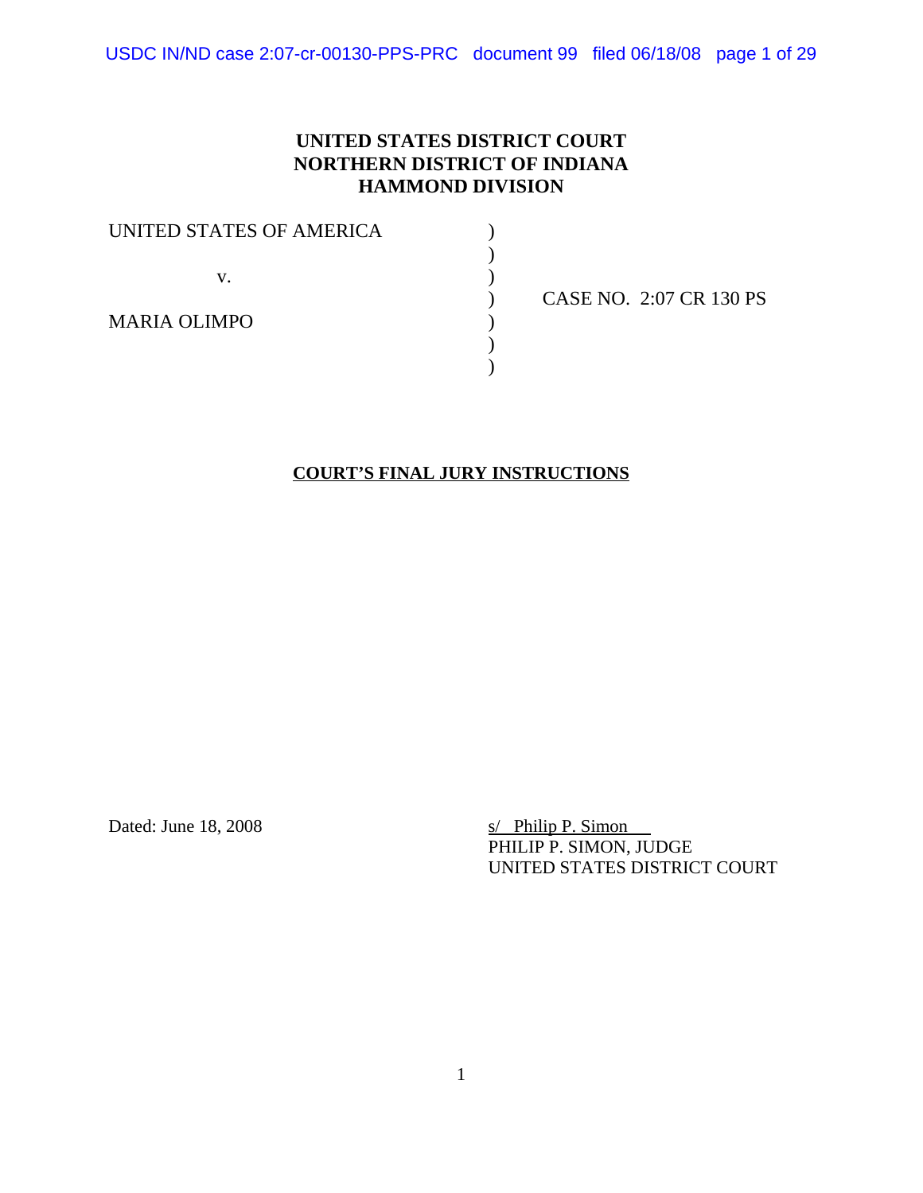**UNITED STATES DISTRICT COURT**
**NORTHERN DISTRICT OF INDIANA**
**HAMMOND DIVISION**

UNITED STATES OF AMERICA )
)
v. )
) CASE NO. 2:07 CR 130 PS
MARIA OLIMPO )
)
)

**COURT'S FINAL JURY INSTRUCTIONS**

Dated: June 18, 2008

s/ Philip P. Simon
PHILIP P. SIMON, JUDGE
UNITED STATES DISTRICT COURT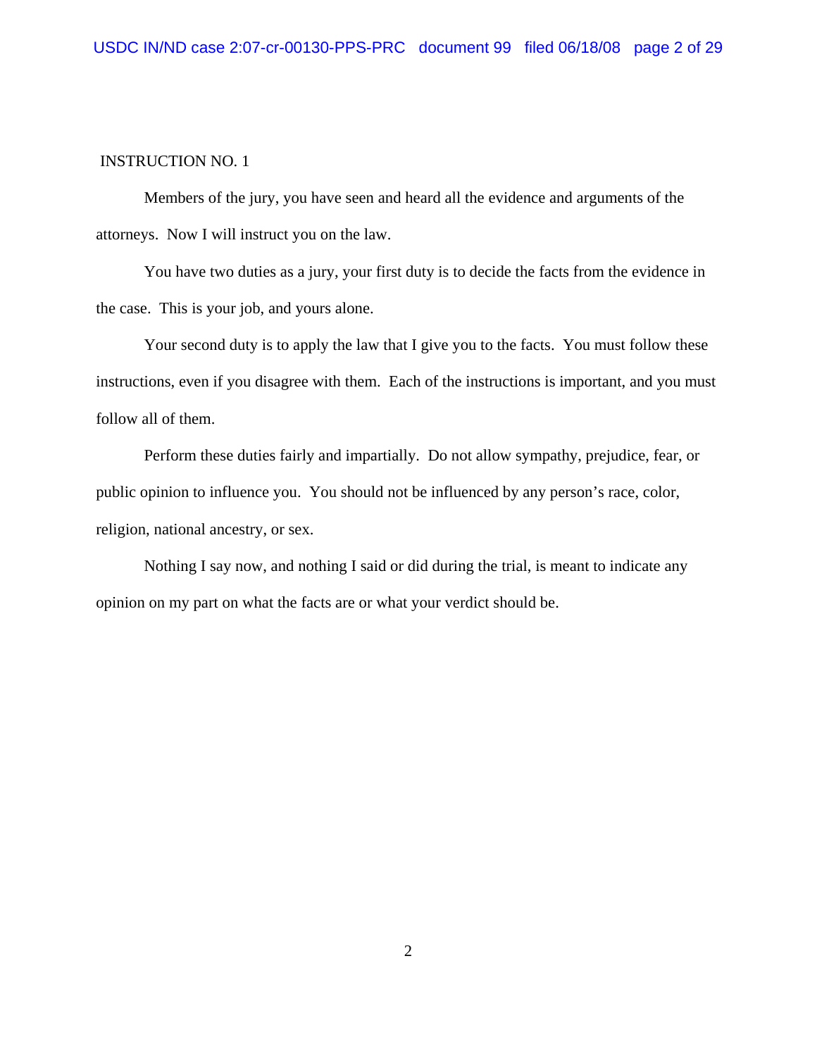INSTRUCTION NO. 1

Members of the jury, you have seen and heard all the evidence and arguments of the attorneys. Now I will instruct you on the law.

You have two duties as a jury, your first duty is to decide the facts from the evidence in the case. This is your job, and yours alone.

Your second duty is to apply the law that I give you to the facts. You must follow these instructions, even if you disagree with them. Each of the instructions is important, and you must follow all of them.

Perform these duties fairly and impartially. Do not allow sympathy, prejudice, fear, or public opinion to influence you. You should not be influenced by any person's race, color, religion, national ancestry, or sex.

Nothing I say now, and nothing I said or did during the trial, is meant to indicate any opinion on my part on what the facts are or what your verdict should be.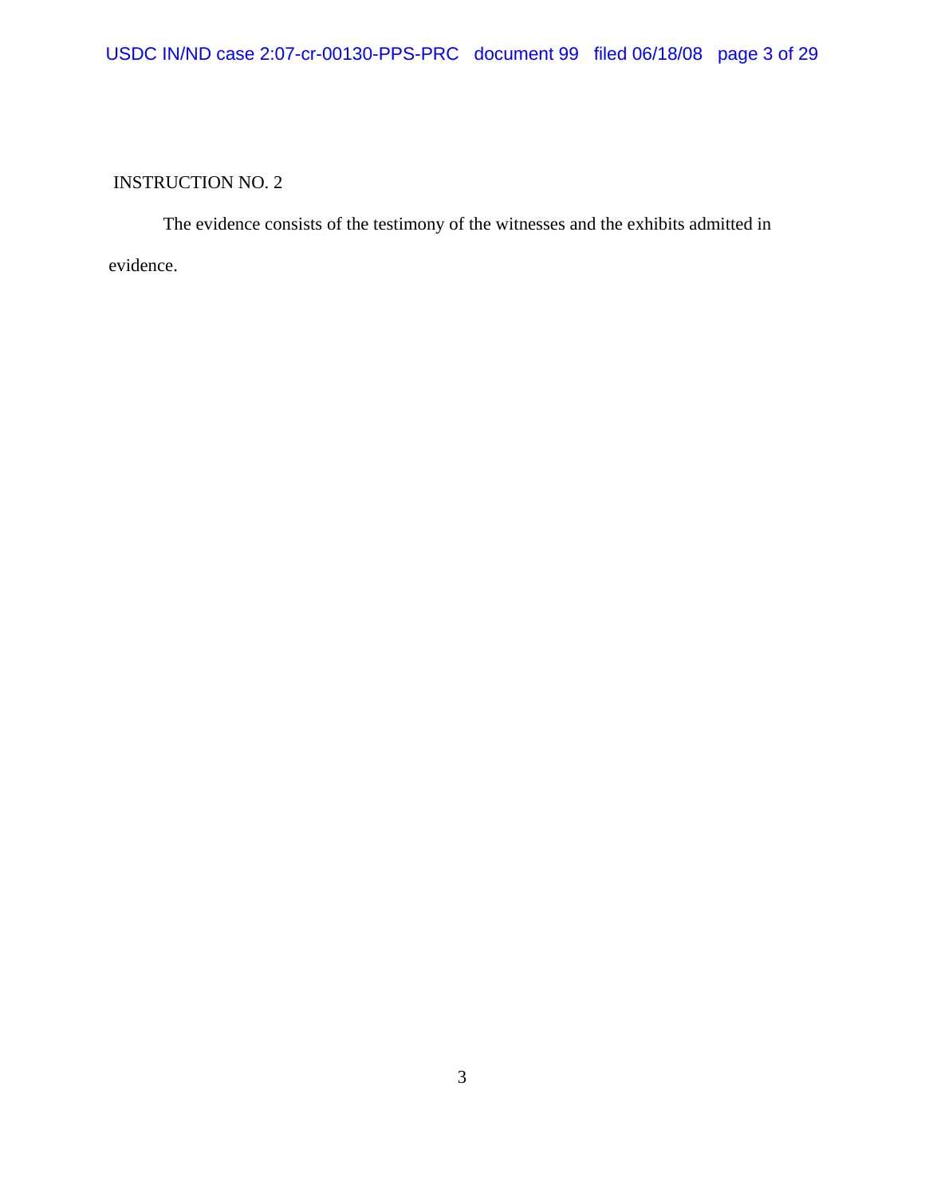INSTRUCTION NO. 2

The evidence consists of the testimony of the witnesses and the exhibits admitted in evidence.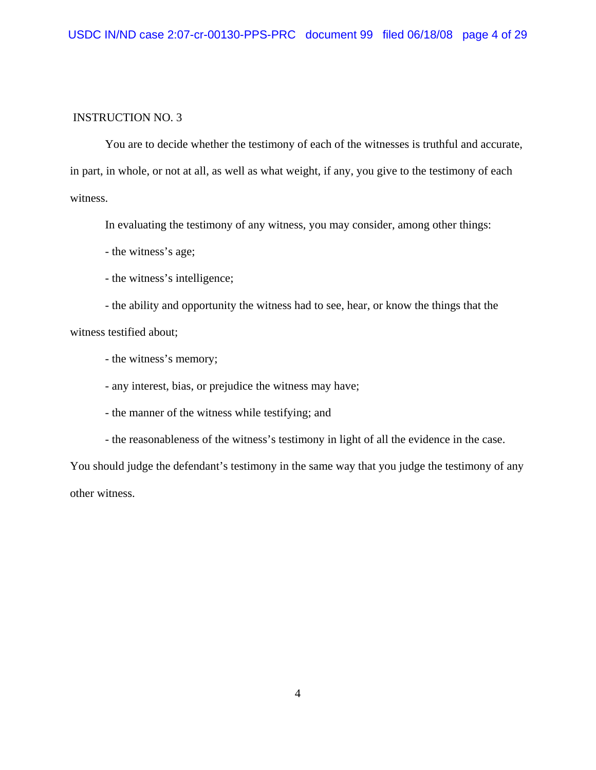INSTRUCTION NO. 3

You are to decide whether the testimony of each of the witnesses is truthful and accurate, in part, in whole, or not at all, as well as what weight, if any, you give to the testimony of each witness.

In evaluating the testimony of any witness, you may consider, among other things:

- the witness's age;

- the witness's intelligence;

- the ability and opportunity the witness had to see, hear, or know the things that the witness testified about;

- the witness's memory;

- any interest, bias, or prejudice the witness may have;

- the manner of the witness while testifying; and

- the reasonableness of the witness's testimony in light of all the evidence in the case.

You should judge the defendant's testimony in the same way that you judge the testimony of any other witness.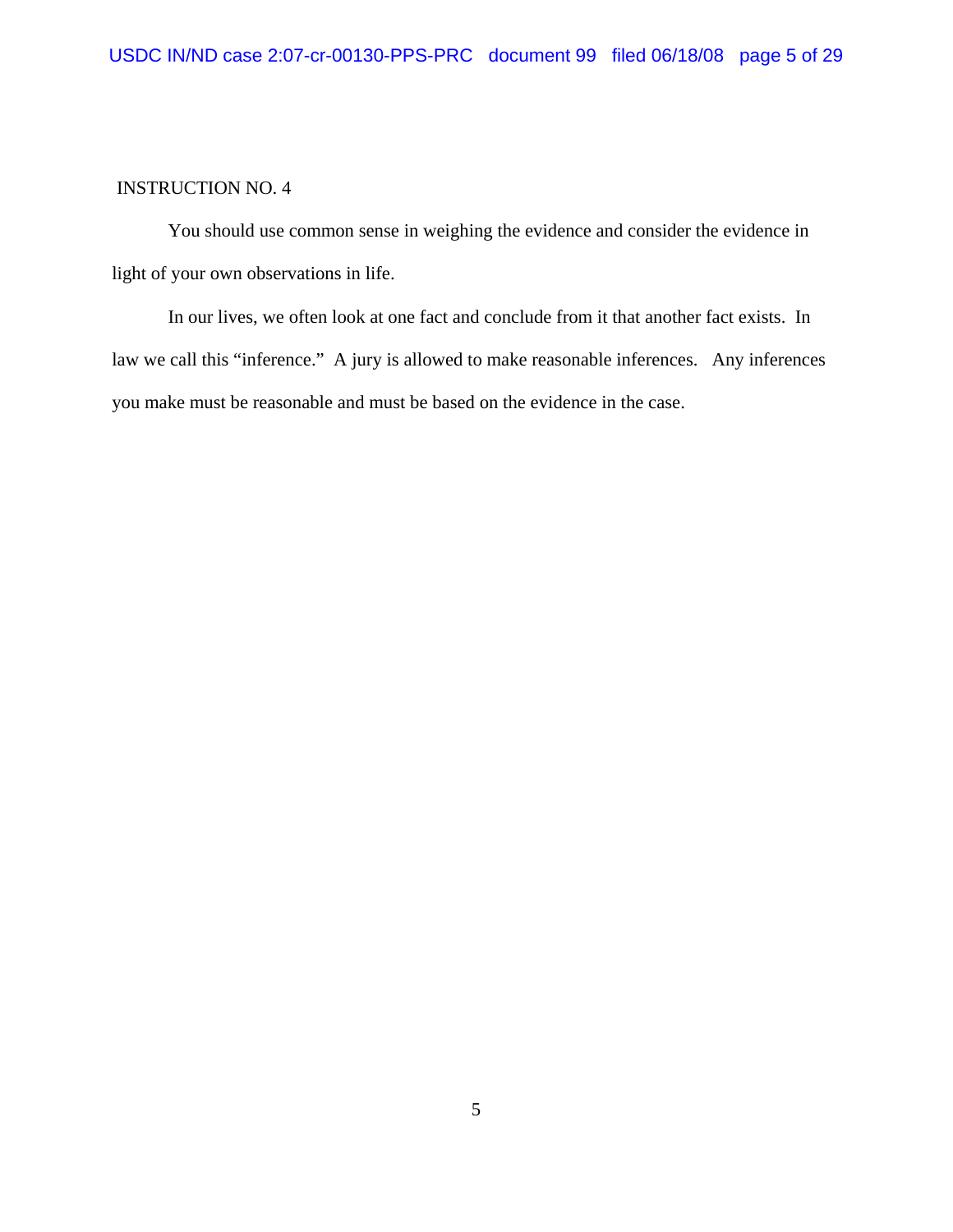INSTRUCTION NO. 4

You should use common sense in weighing the evidence and consider the evidence in light of your own observations in life.

In our lives, we often look at one fact and conclude from it that another fact exists. In law we call this "inference." A jury is allowed to make reasonable inferences. Any inferences you make must be reasonable and must be based on the evidence in the case.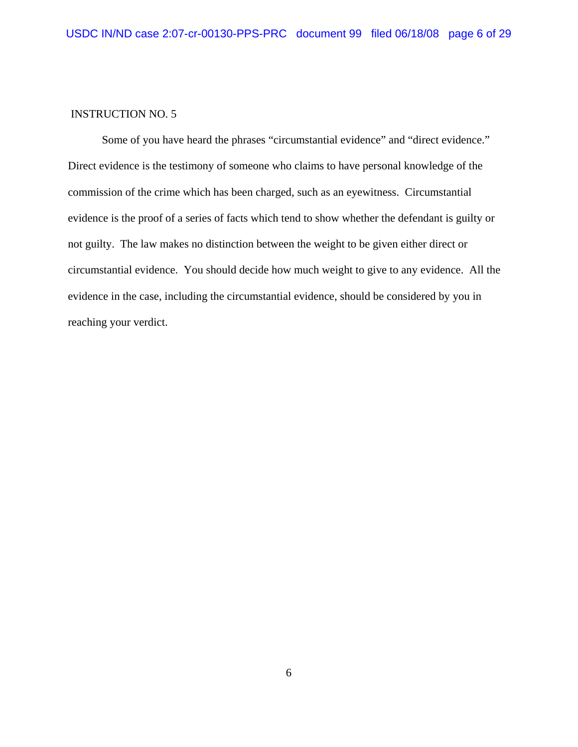INSTRUCTION NO. 5

Some of you have heard the phrases “circumstantial evidence” and “direct evidence.” Direct evidence is the testimony of someone who claims to have personal knowledge of the commission of the crime which has been charged, such as an eyewitness. Circumstantial evidence is the proof of a series of facts which tend to show whether the defendant is guilty or not guilty. The law makes no distinction between the weight to be given either direct or circumstantial evidence. You should decide how much weight to give to any evidence. All the evidence in the case, including the circumstantial evidence, should be considered by you in reaching your verdict.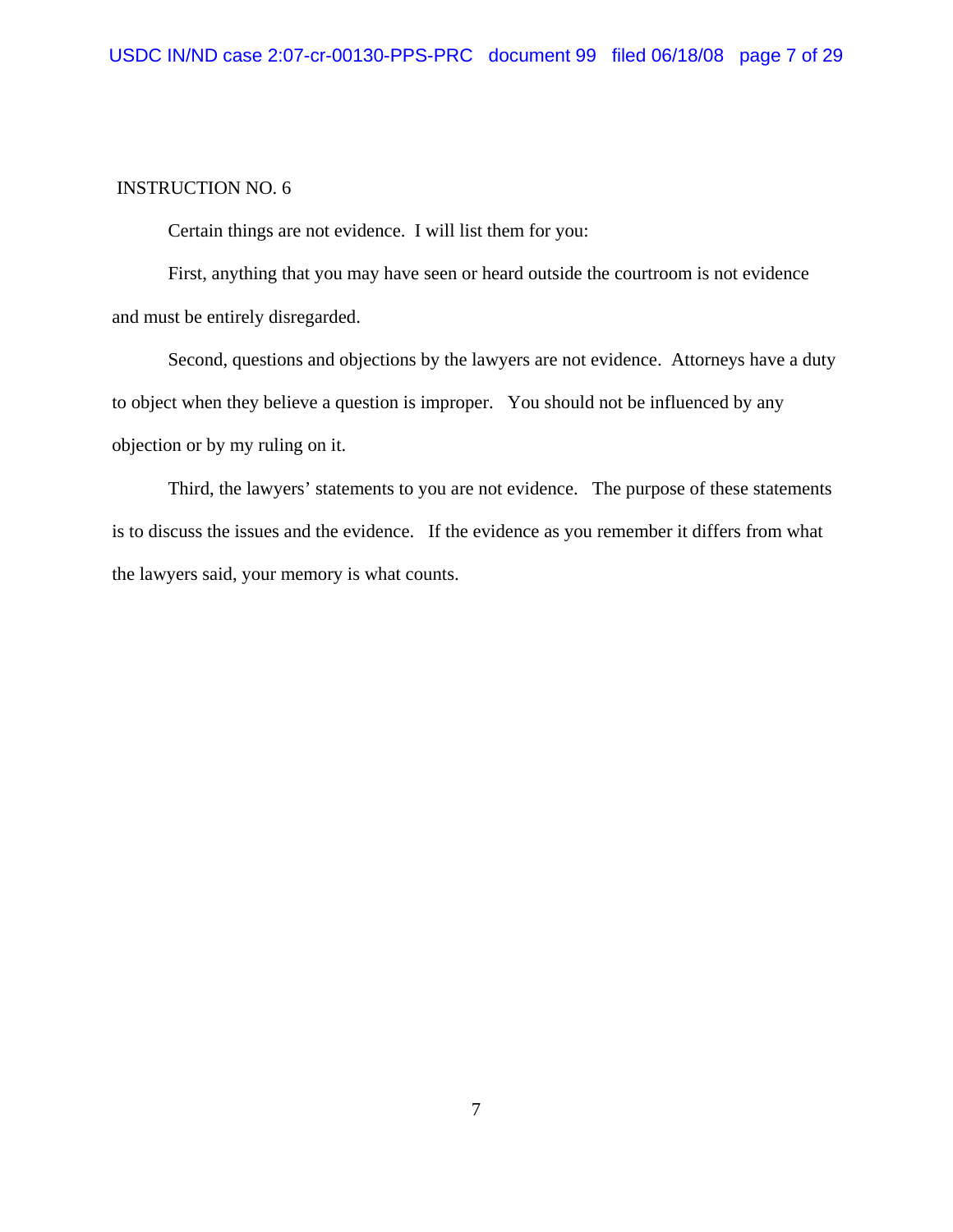INSTRUCTION NO. 6

Certain things are not evidence. I will list them for you:

First, anything that you may have seen or heard outside the courtroom is not evidence and must be entirely disregarded.

Second, questions and objections by the lawyers are not evidence. Attorneys have a duty to object when they believe a question is improper. You should not be influenced by any objection or by my ruling on it.

Third, the lawyers' statements to you are not evidence. The purpose of these statements is to discuss the issues and the evidence. If the evidence as you remember it differs from what the lawyers said, your memory is what counts.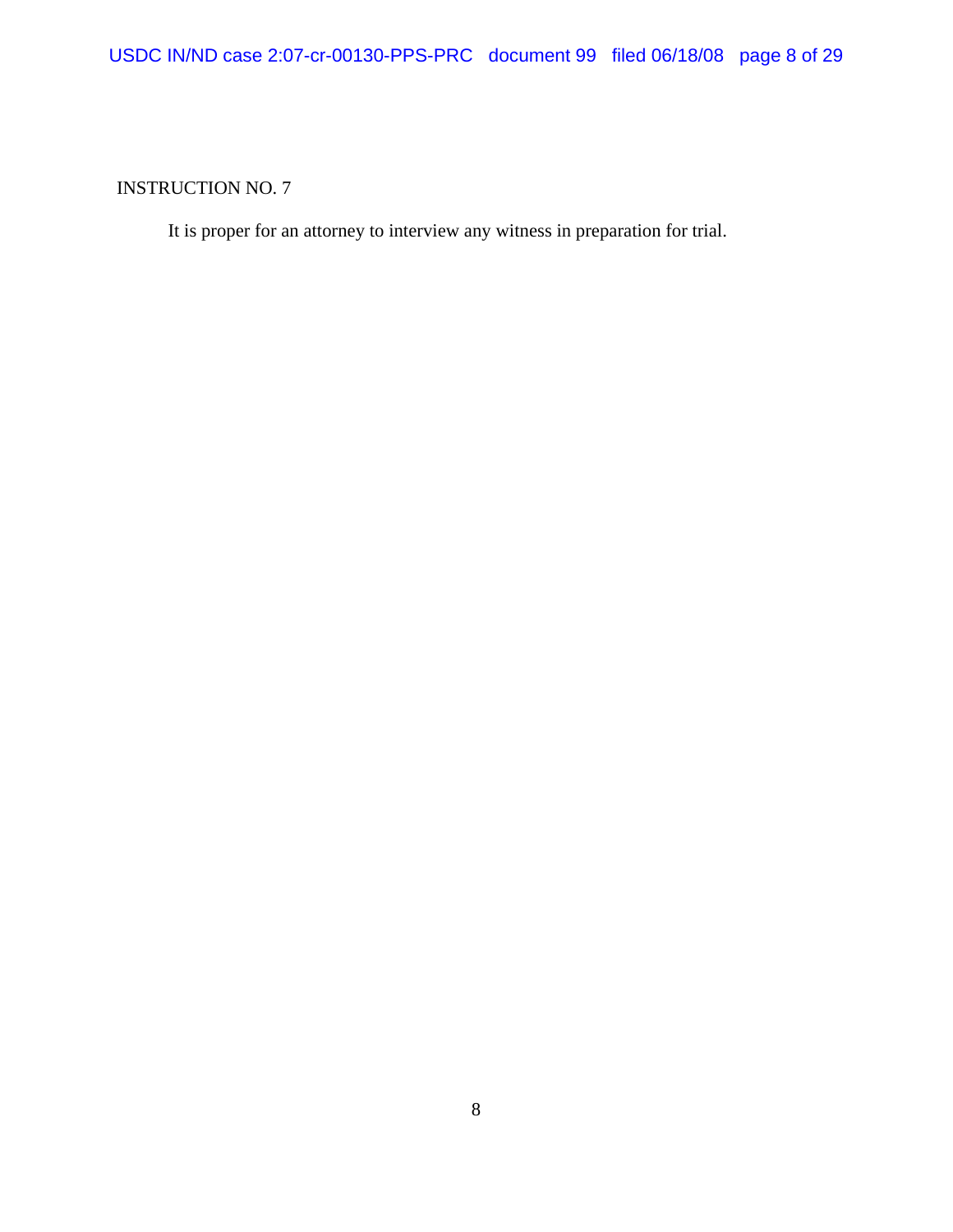INSTRUCTION NO. 7

It is proper for an attorney to interview any witness in preparation for trial.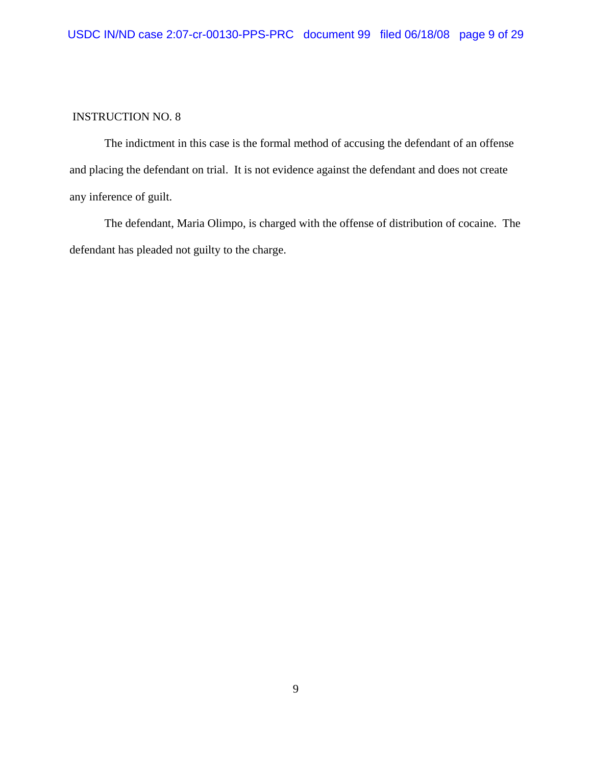INSTRUCTION NO. 8

The indictment in this case is the formal method of accusing the defendant of an offense and placing the defendant on trial. It is not evidence against the defendant and does not create any inference of guilt.

The defendant, Maria Olimpo, is charged with the offense of distribution of cocaine. The defendant has pleaded not guilty to the charge.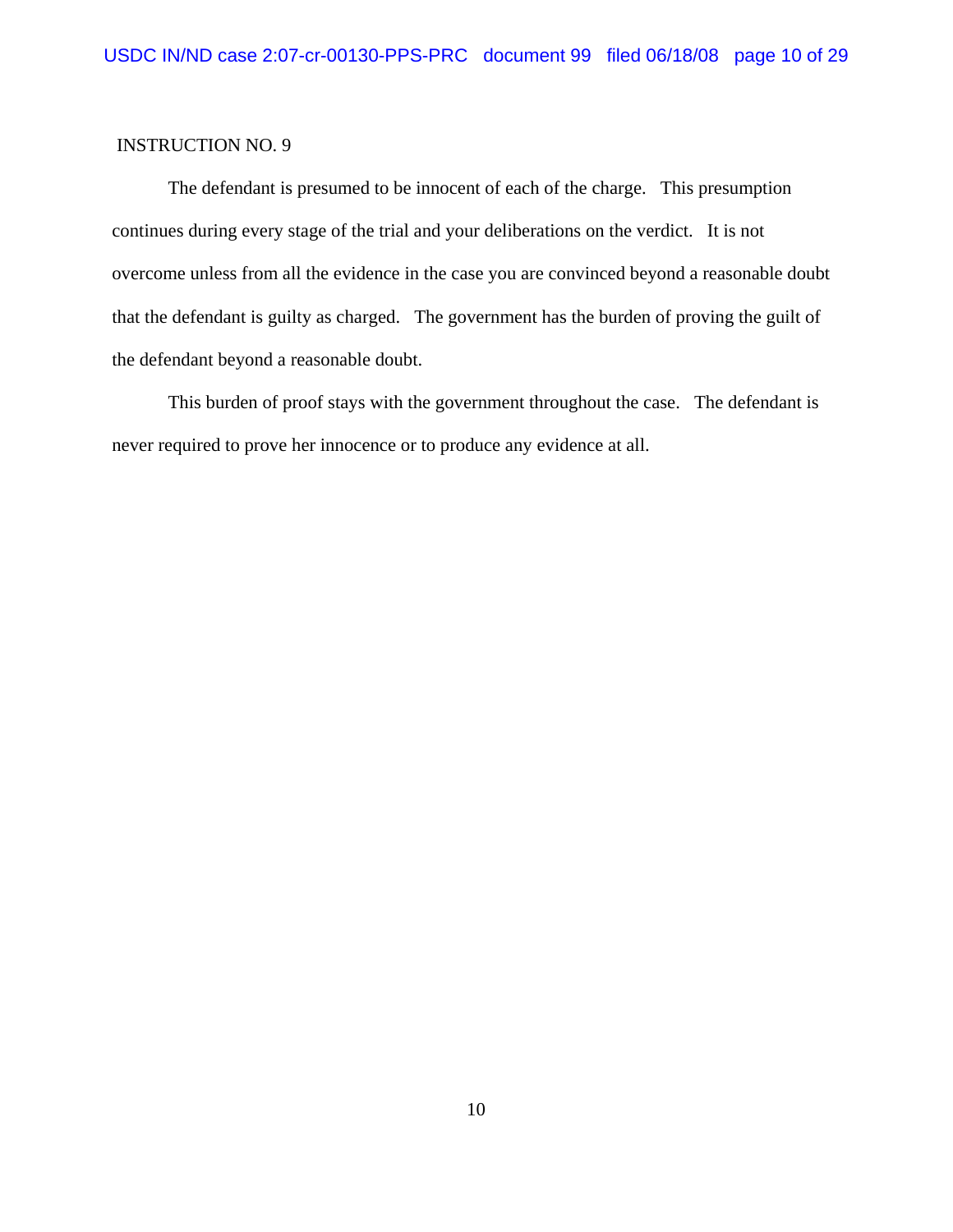INSTRUCTION NO. 9

The defendant is presumed to be innocent of each of the charge. This presumption continues during every stage of the trial and your deliberations on the verdict. It is not overcome unless from all the evidence in the case you are convinced beyond a reasonable doubt that the defendant is guilty as charged. The government has the burden of proving the guilt of the defendant beyond a reasonable doubt.

This burden of proof stays with the government throughout the case. The defendant is never required to prove her innocence or to produce any evidence at all.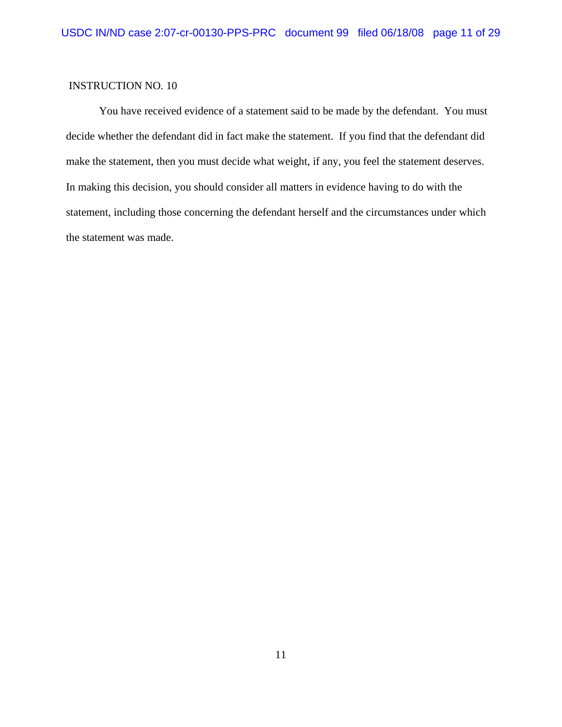INSTRUCTION NO. 10

You have received evidence of a statement said to be made by the defendant. You must decide whether the defendant did in fact make the statement. If you find that the defendant did make the statement, then you must decide what weight, if any, you feel the statement deserves. In making this decision, you should consider all matters in evidence having to do with the statement, including those concerning the defendant herself and the circumstances under which the statement was made.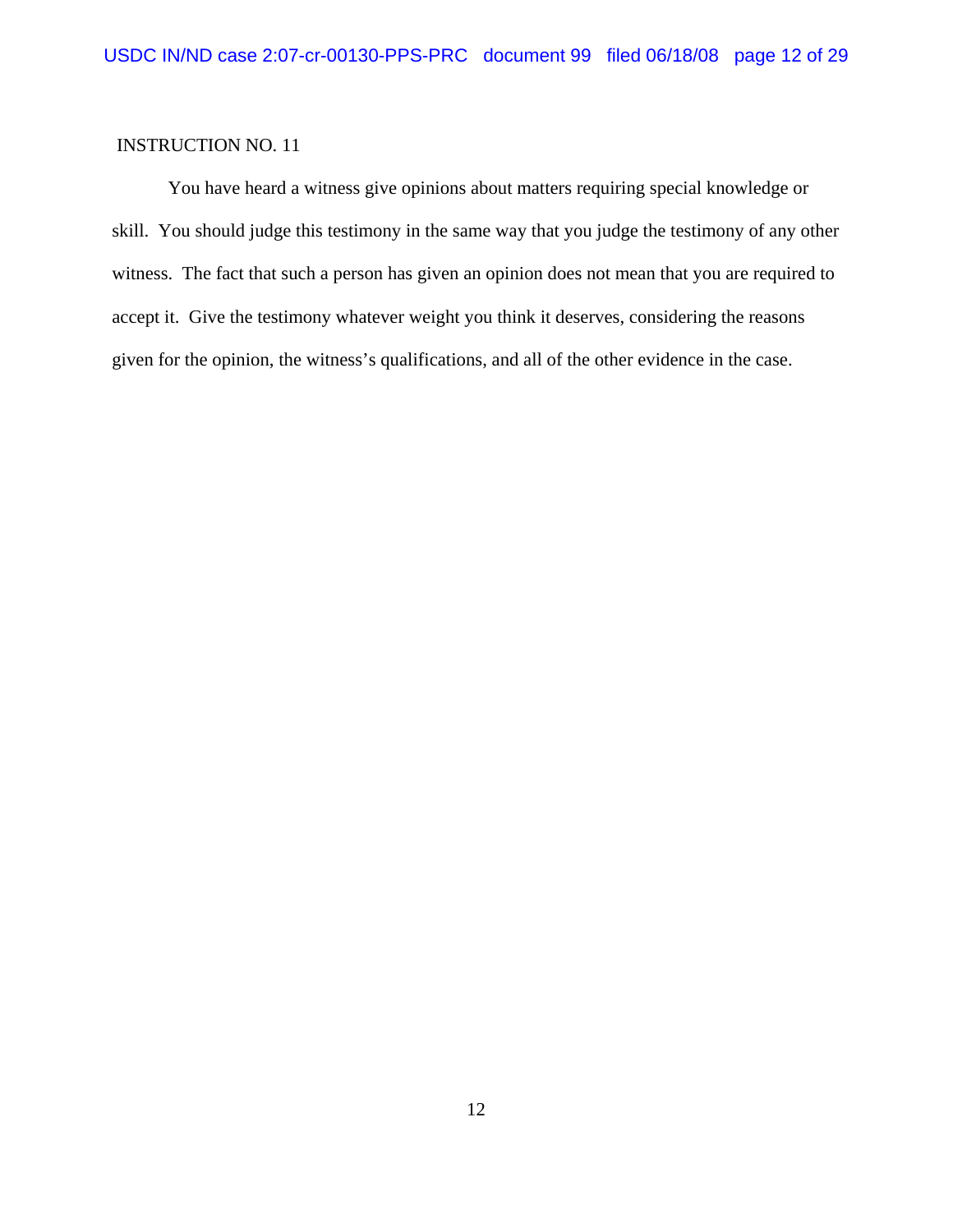INSTRUCTION NO. 11

You have heard a witness give opinions about matters requiring special knowledge or skill. You should judge this testimony in the same way that you judge the testimony of any other witness. The fact that such a person has given an opinion does not mean that you are required to accept it. Give the testimony whatever weight you think it deserves, considering the reasons given for the opinion, the witness's qualifications, and all of the other evidence in the case.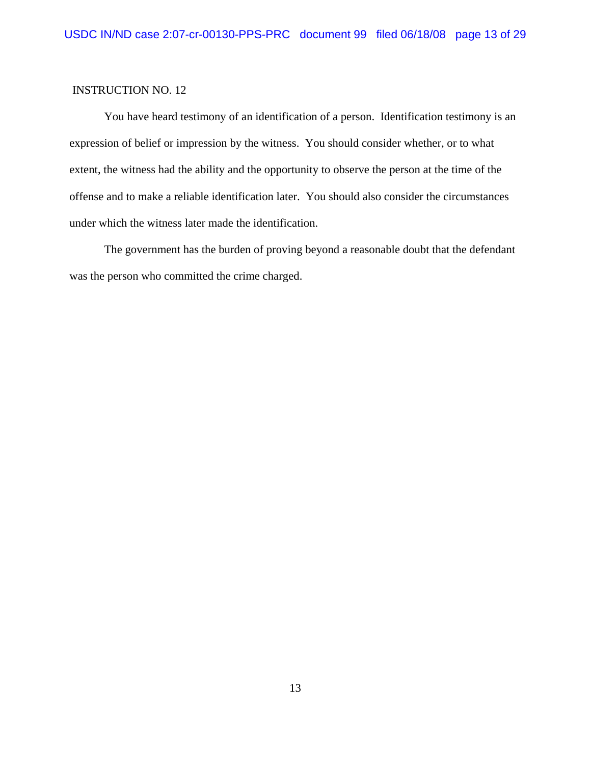INSTRUCTION NO. 12

You have heard testimony of an identification of a person. Identification testimony is an expression of belief or impression by the witness. You should consider whether, or to what extent, the witness had the ability and the opportunity to observe the person at the time of the offense and to make a reliable identification later. You should also consider the circumstances under which the witness later made the identification.

The government has the burden of proving beyond a reasonable doubt that the defendant was the person who committed the crime charged.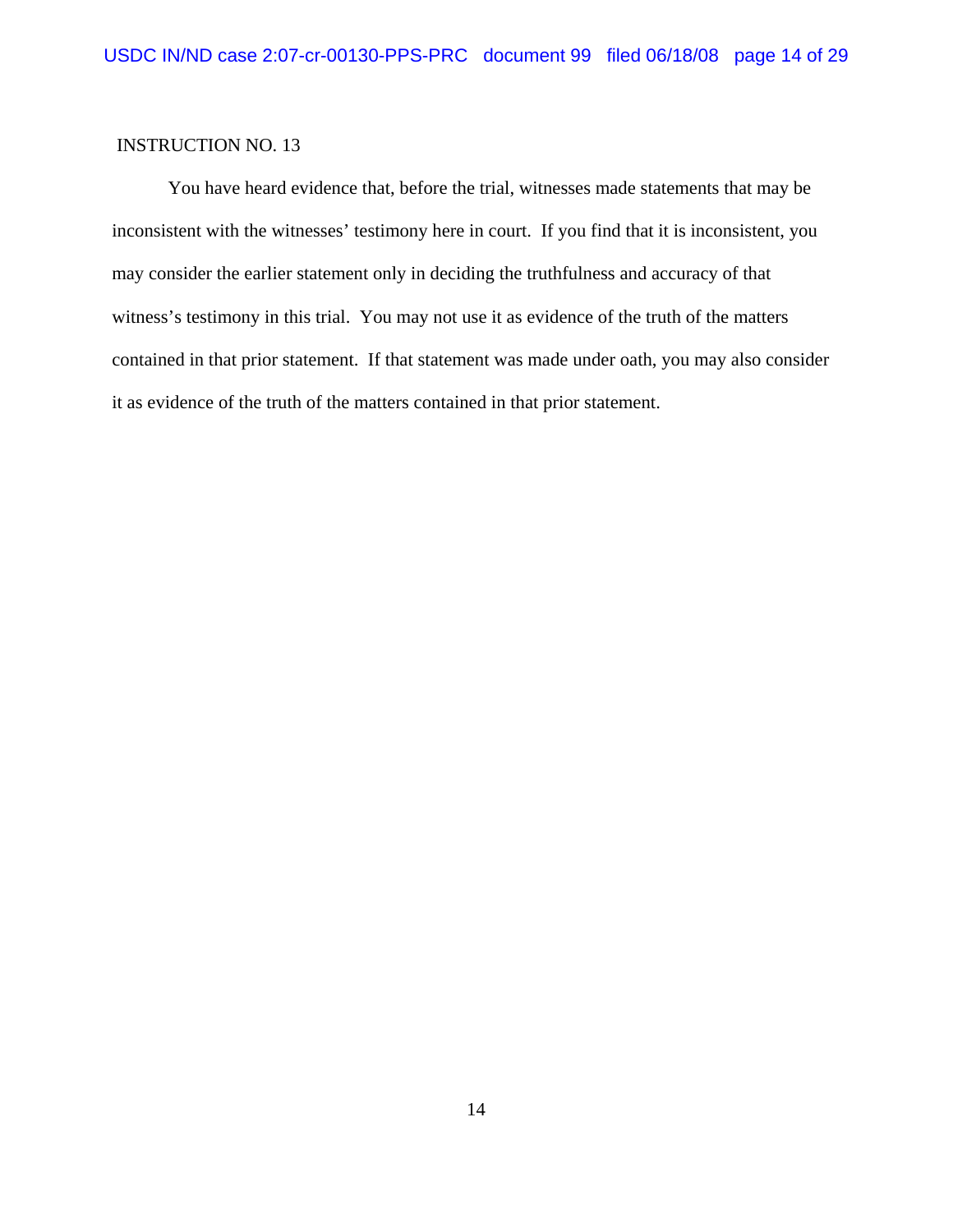INSTRUCTION NO. 13

You have heard evidence that, before the trial, witnesses made statements that may be inconsistent with the witnesses' testimony here in court. If you find that it is inconsistent, you may consider the earlier statement only in deciding the truthfulness and accuracy of that witness's testimony in this trial. You may not use it as evidence of the truth of the matters contained in that prior statement. If that statement was made under oath, you may also consider it as evidence of the truth of the matters contained in that prior statement.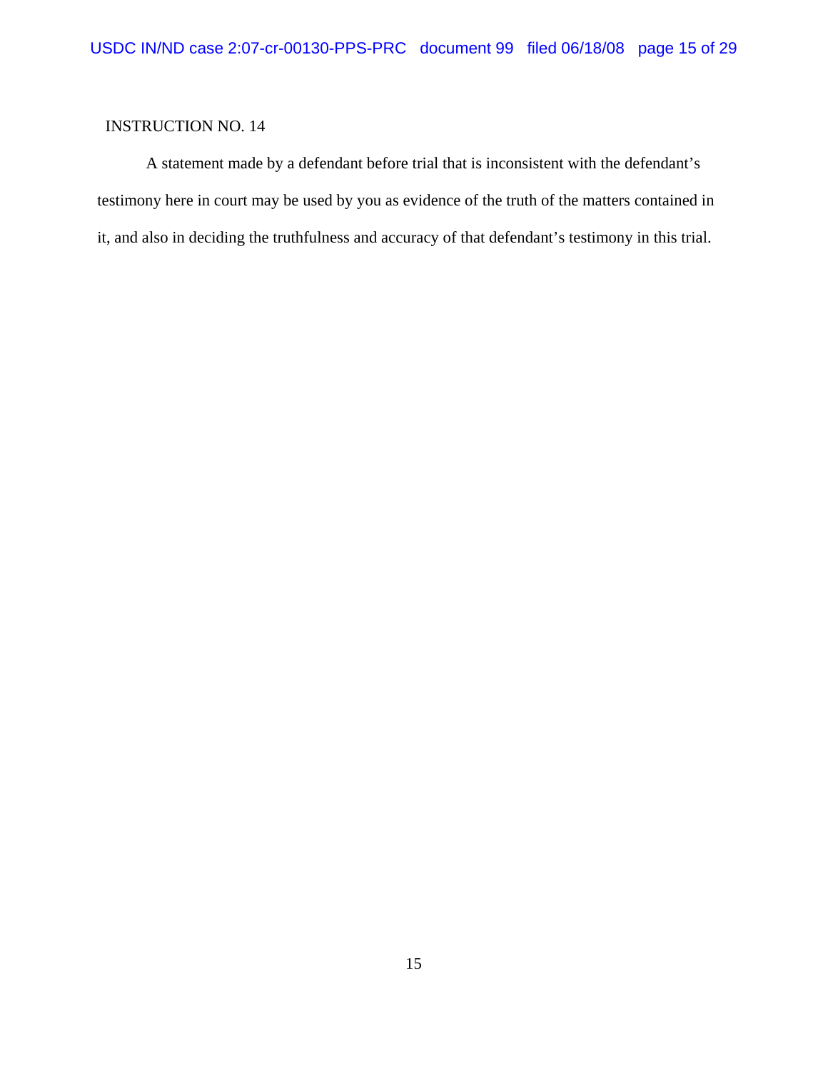INSTRUCTION NO. 14

A statement made by a defendant before trial that is inconsistent with the defendant's testimony here in court may be used by you as evidence of the truth of the matters contained in it, and also in deciding the truthfulness and accuracy of that defendant's testimony in this trial.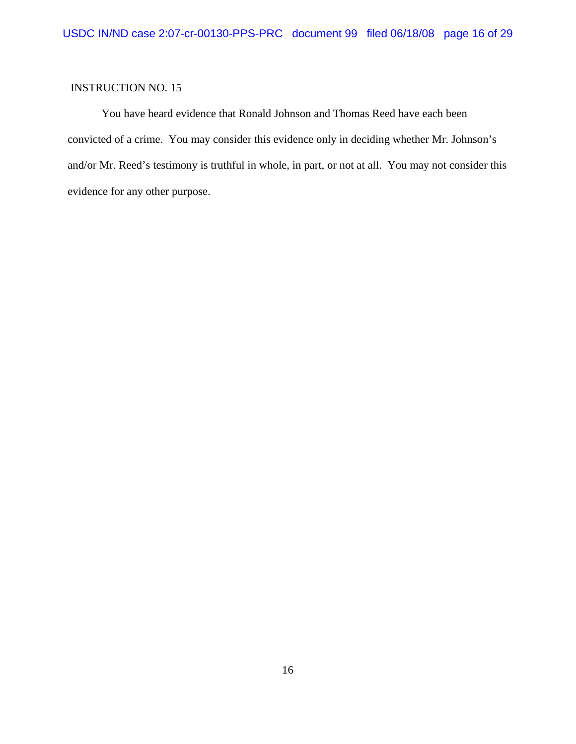INSTRUCTION NO. 15

You have heard evidence that Ronald Johnson and Thomas Reed have each been convicted of a crime. You may consider this evidence only in deciding whether Mr. Johnson's and/or Mr. Reed's testimony is truthful in whole, in part, or not at all. You may not consider this evidence for any other purpose.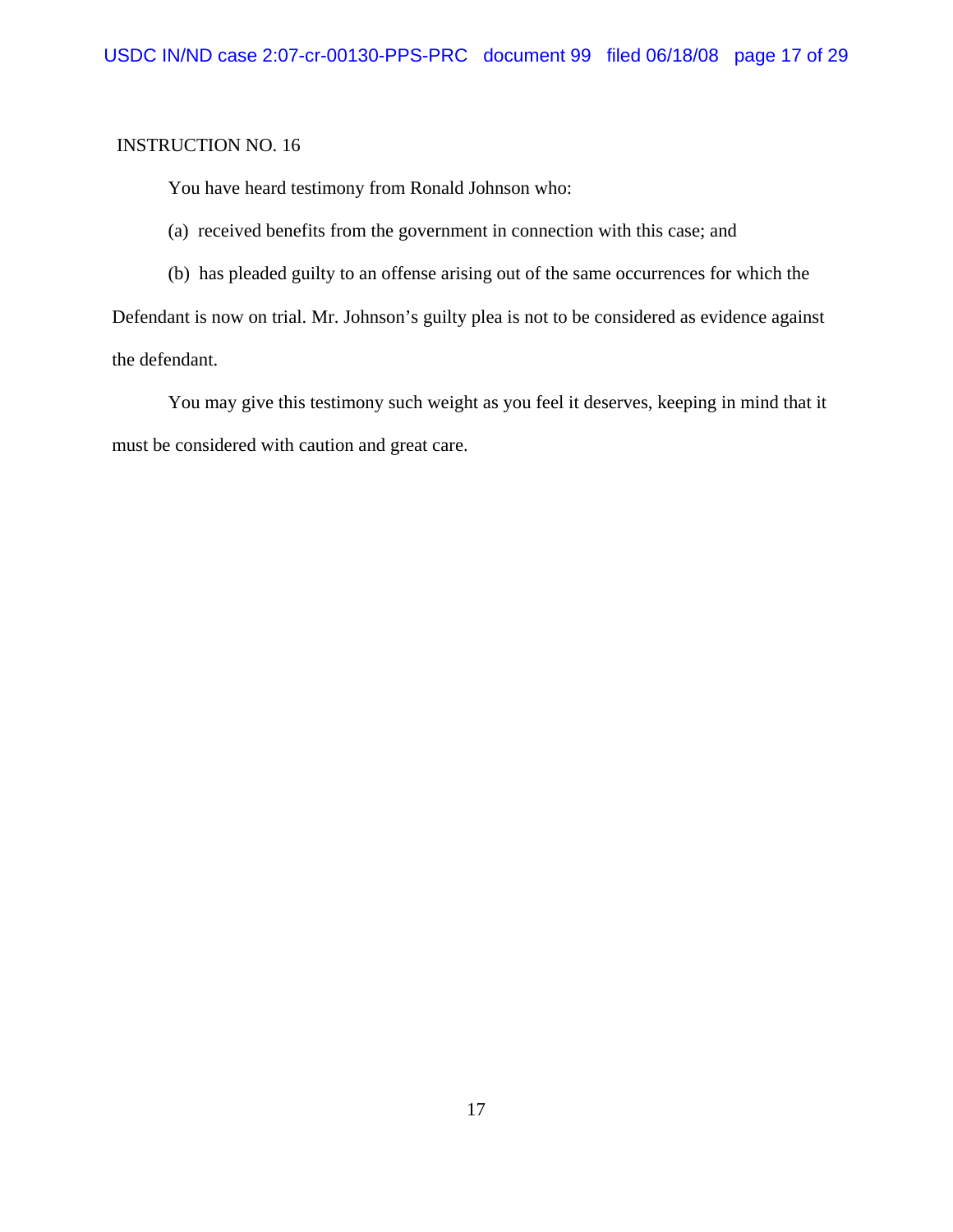INSTRUCTION NO. 16

You have heard testimony from Ronald Johnson who:

(a) received benefits from the government in connection with this case; and

(b) has pleaded guilty to an offense arising out of the same occurrences for which the Defendant is now on trial. Mr. Johnson's guilty plea is not to be considered as evidence against the defendant.

You may give this testimony such weight as you feel it deserves, keeping in mind that it must be considered with caution and great care.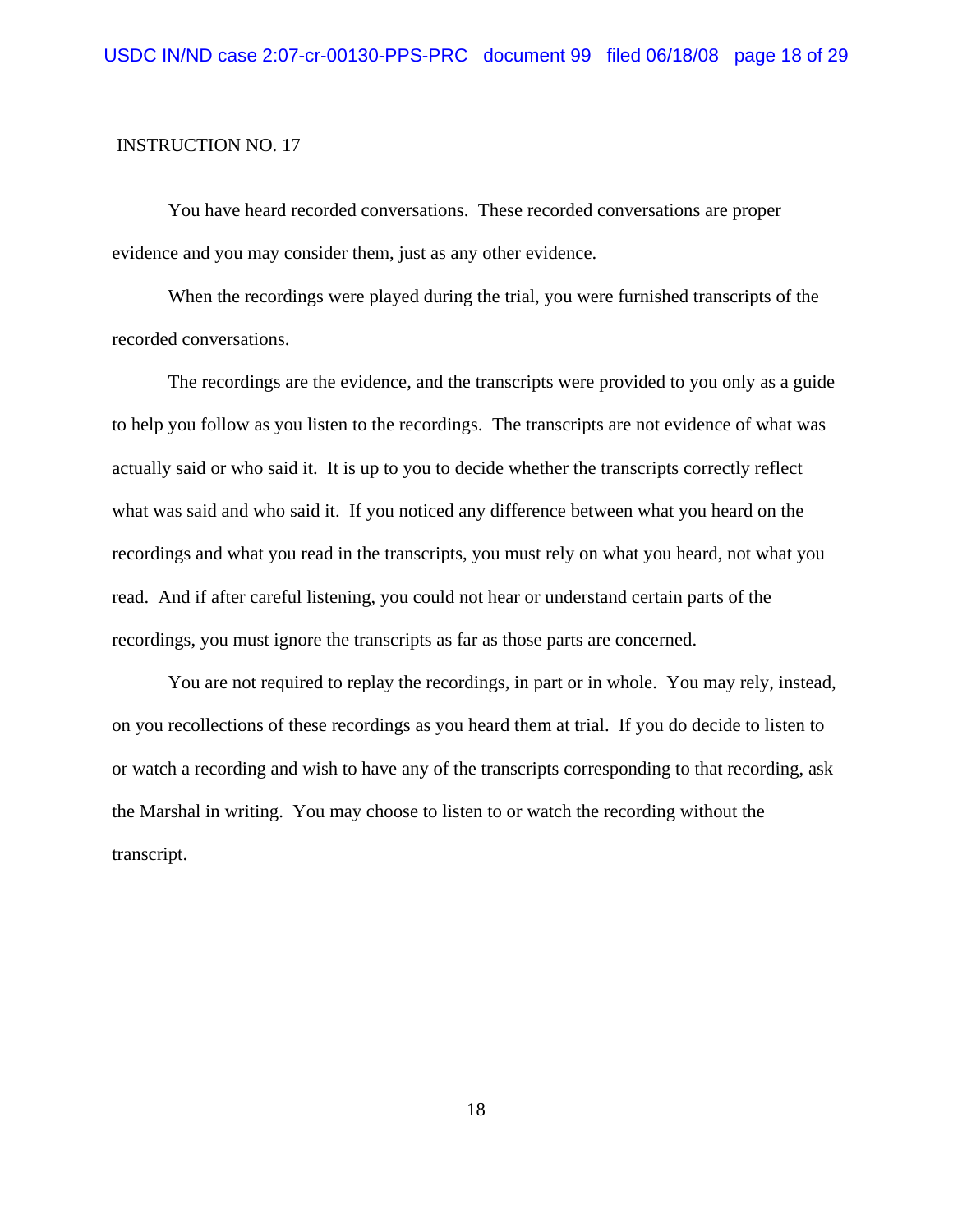INSTRUCTION NO. 17

You have heard recorded conversations. These recorded conversations are proper evidence and you may consider them, just as any other evidence.

When the recordings were played during the trial, you were furnished transcripts of the recorded conversations.

The recordings are the evidence, and the transcripts were provided to you only as a guide to help you follow as you listen to the recordings. The transcripts are not evidence of what was actually said or who said it. It is up to you to decide whether the transcripts correctly reflect what was said and who said it. If you noticed any difference between what you heard on the recordings and what you read in the transcripts, you must rely on what you heard, not what you read. And if after careful listening, you could not hear or understand certain parts of the recordings, you must ignore the transcripts as far as those parts are concerned.

You are not required to replay the recordings, in part or in whole. You may rely, instead, on you recollections of these recordings as you heard them at trial. If you do decide to listen to or watch a recording and wish to have any of the transcripts corresponding to that recording, ask the Marshal in writing. You may choose to listen to or watch the recording without the transcript.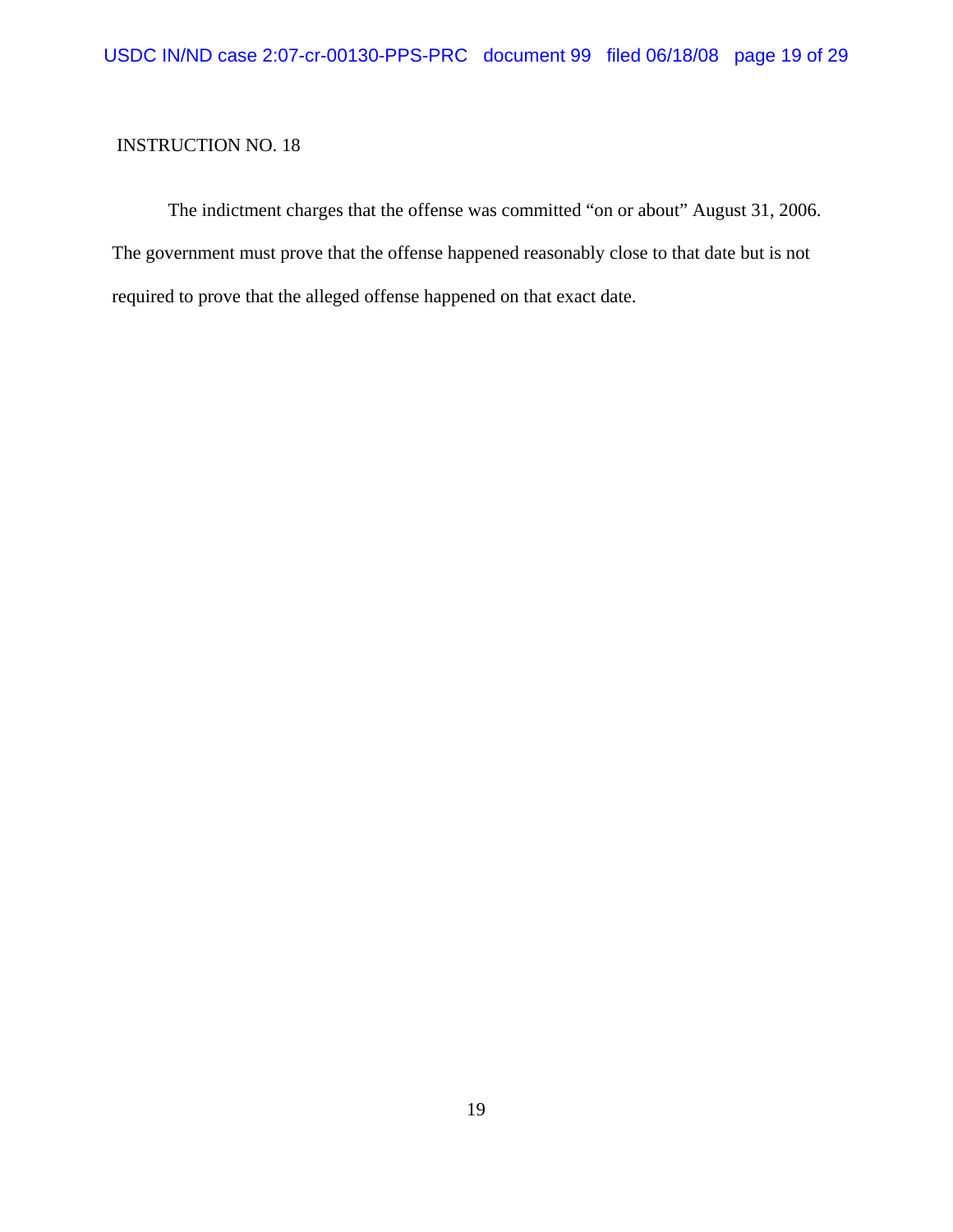INSTRUCTION NO. 18

The indictment charges that the offense was committed “on or about” August 31, 2006. The government must prove that the offense happened reasonably close to that date but is not required to prove that the alleged offense happened on that exact date.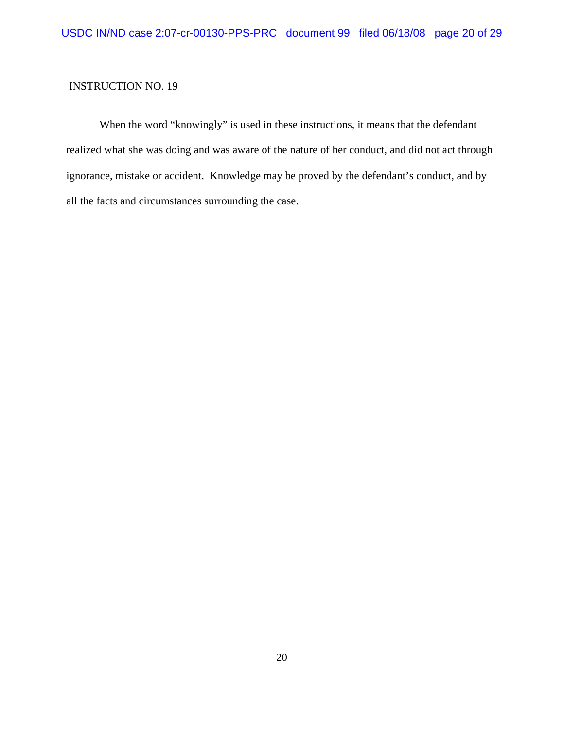INSTRUCTION NO. 19

When the word "knowingly" is used in these instructions, it means that the defendant realized what she was doing and was aware of the nature of her conduct, and did not act through ignorance, mistake or accident. Knowledge may be proved by the defendant's conduct, and by all the facts and circumstances surrounding the case.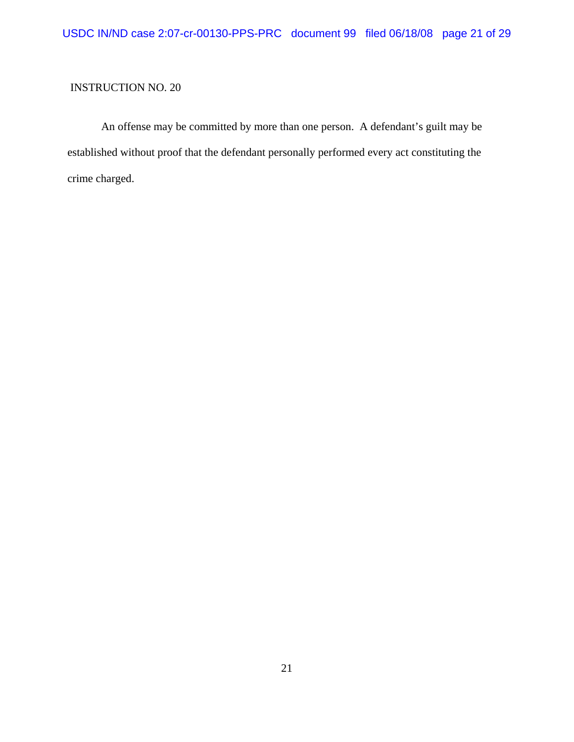INSTRUCTION NO. 20

An offense may be committed by more than one person. A defendant's guilt may be established without proof that the defendant personally performed every act constituting the crime charged.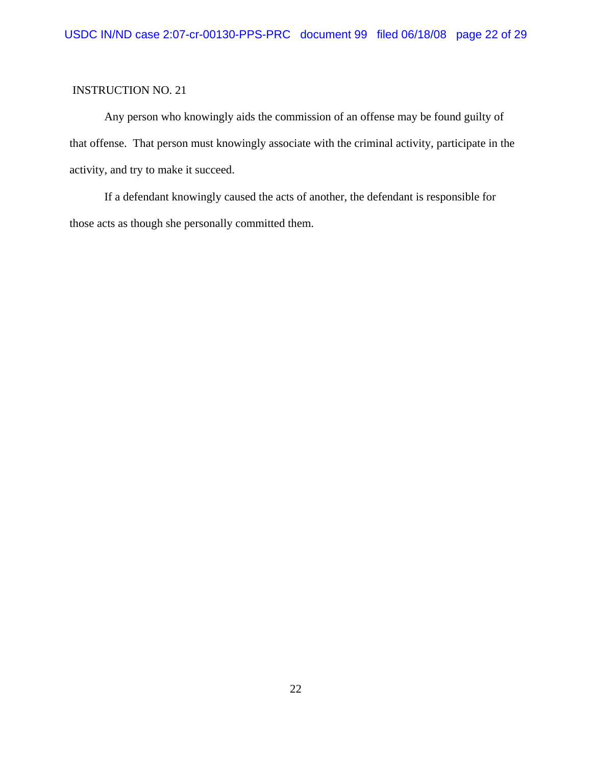INSTRUCTION NO. 21

Any person who knowingly aids the commission of an offense may be found guilty of that offense. That person must knowingly associate with the criminal activity, participate in the activity, and try to make it succeed.

If a defendant knowingly caused the acts of another, the defendant is responsible for those acts as though she personally committed them.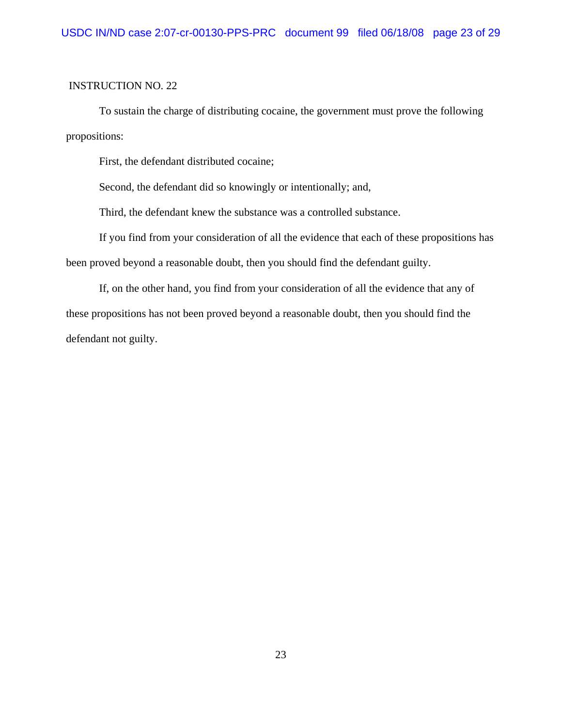INSTRUCTION NO. 22

To sustain the charge of distributing cocaine, the government must prove the following propositions:

First, the defendant distributed cocaine;

Second, the defendant did so knowingly or intentionally; and,

Third, the defendant knew the substance was a controlled substance.

If you find from your consideration of all the evidence that each of these propositions has been proved beyond a reasonable doubt, then you should find the defendant guilty.

If, on the other hand, you find from your consideration of all the evidence that any of these propositions has not been proved beyond a reasonable doubt, then you should find the defendant not guilty.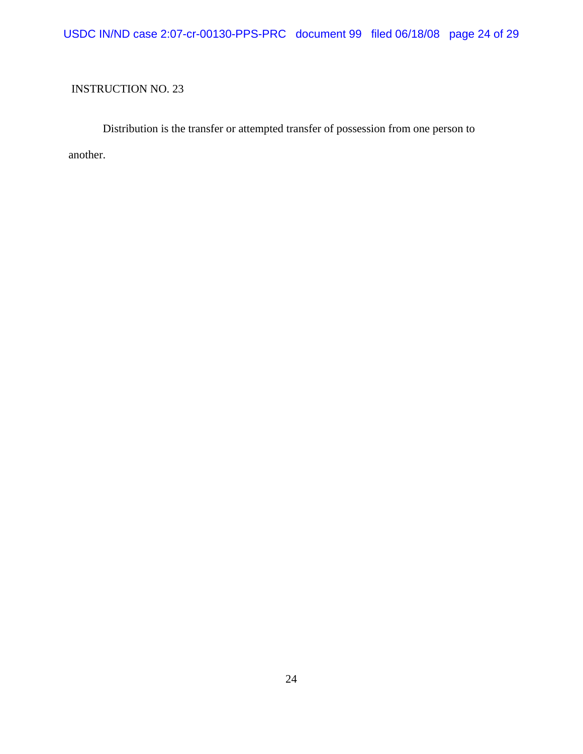INSTRUCTION NO. 23

Distribution is the transfer or attempted transfer of possession from one person to another.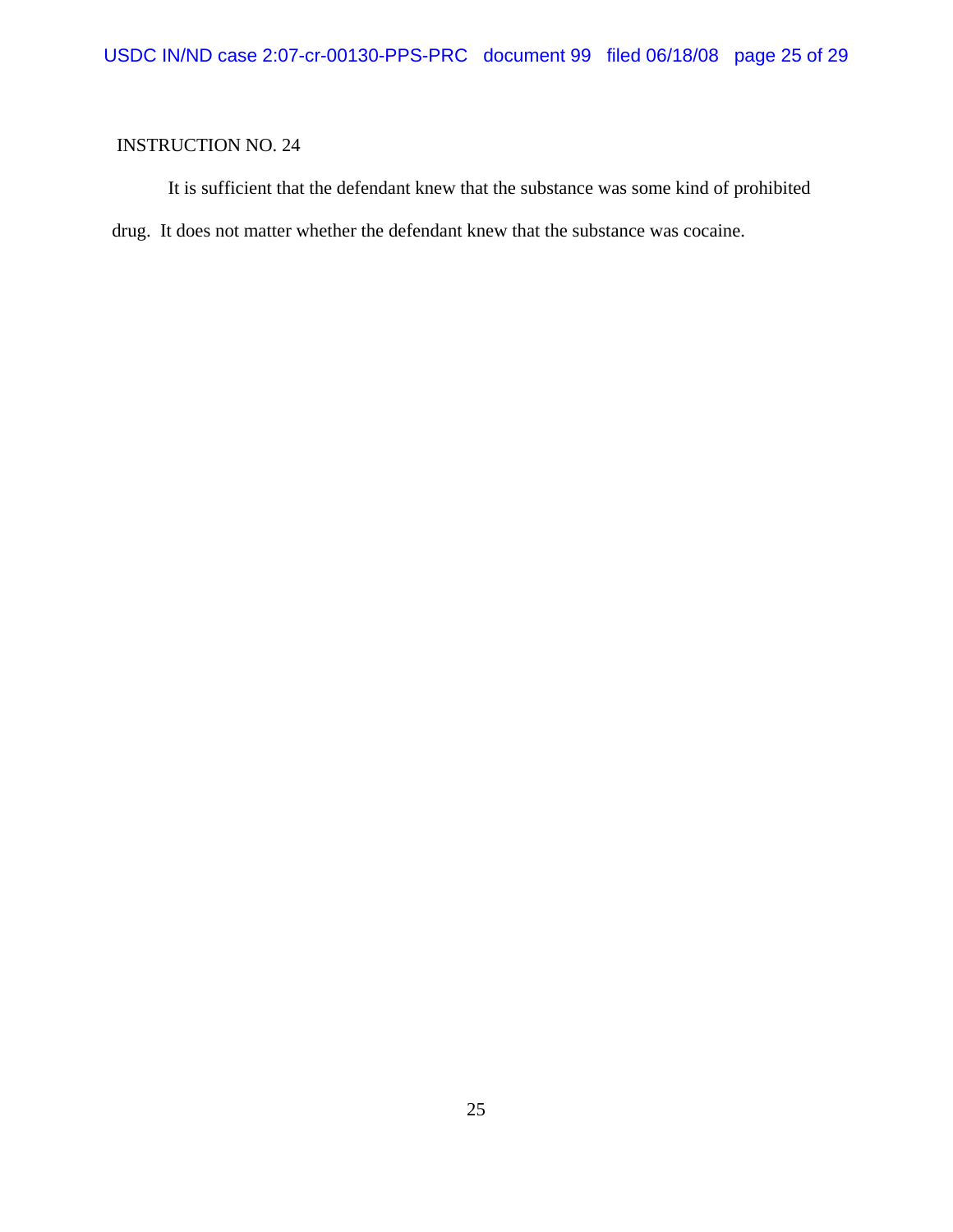INSTRUCTION NO. 24

It is sufficient that the defendant knew that the substance was some kind of prohibited drug. It does not matter whether the defendant knew that the substance was cocaine.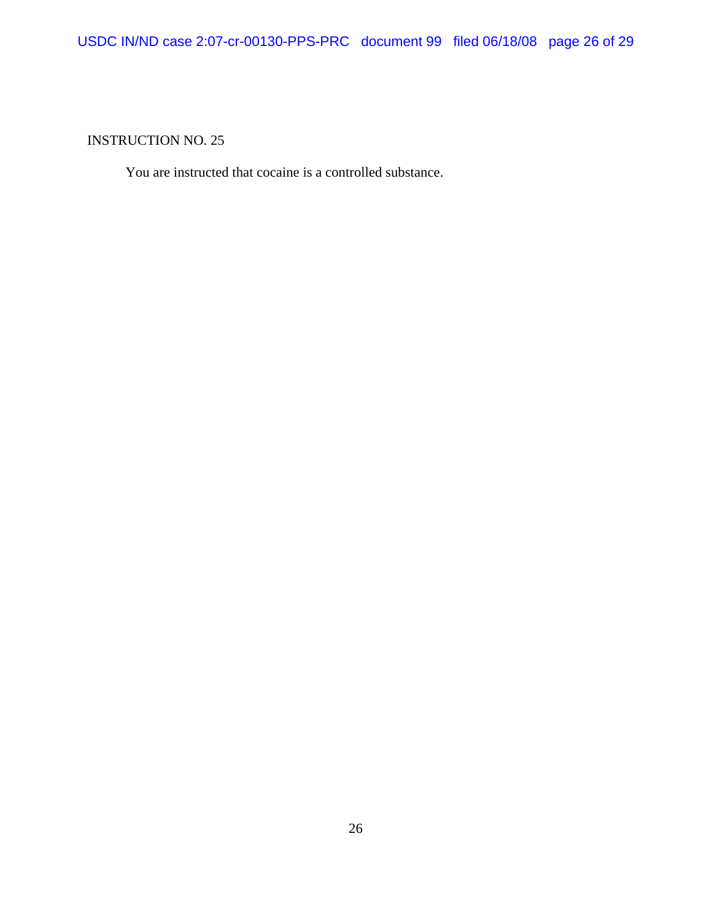INSTRUCTION NO. 25

You are instructed that cocaine is a controlled substance.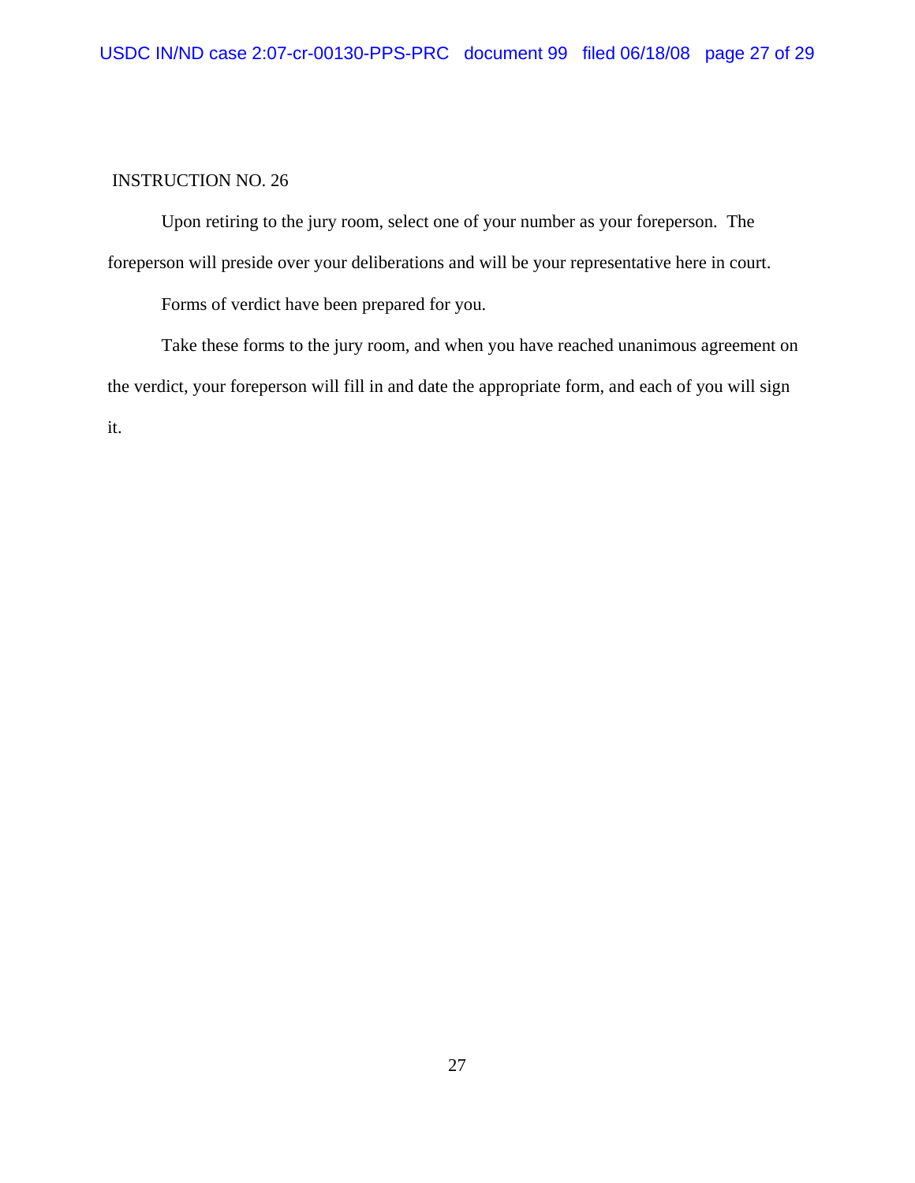INSTRUCTION NO. 26

Upon retiring to the jury room, select one of your number as your foreperson. The foreperson will preside over your deliberations and will be your representative here in court.

Forms of verdict have been prepared for you.

Take these forms to the jury room, and when you have reached unanimous agreement on the verdict, your foreperson will fill in and date the appropriate form, and each of you will sign it.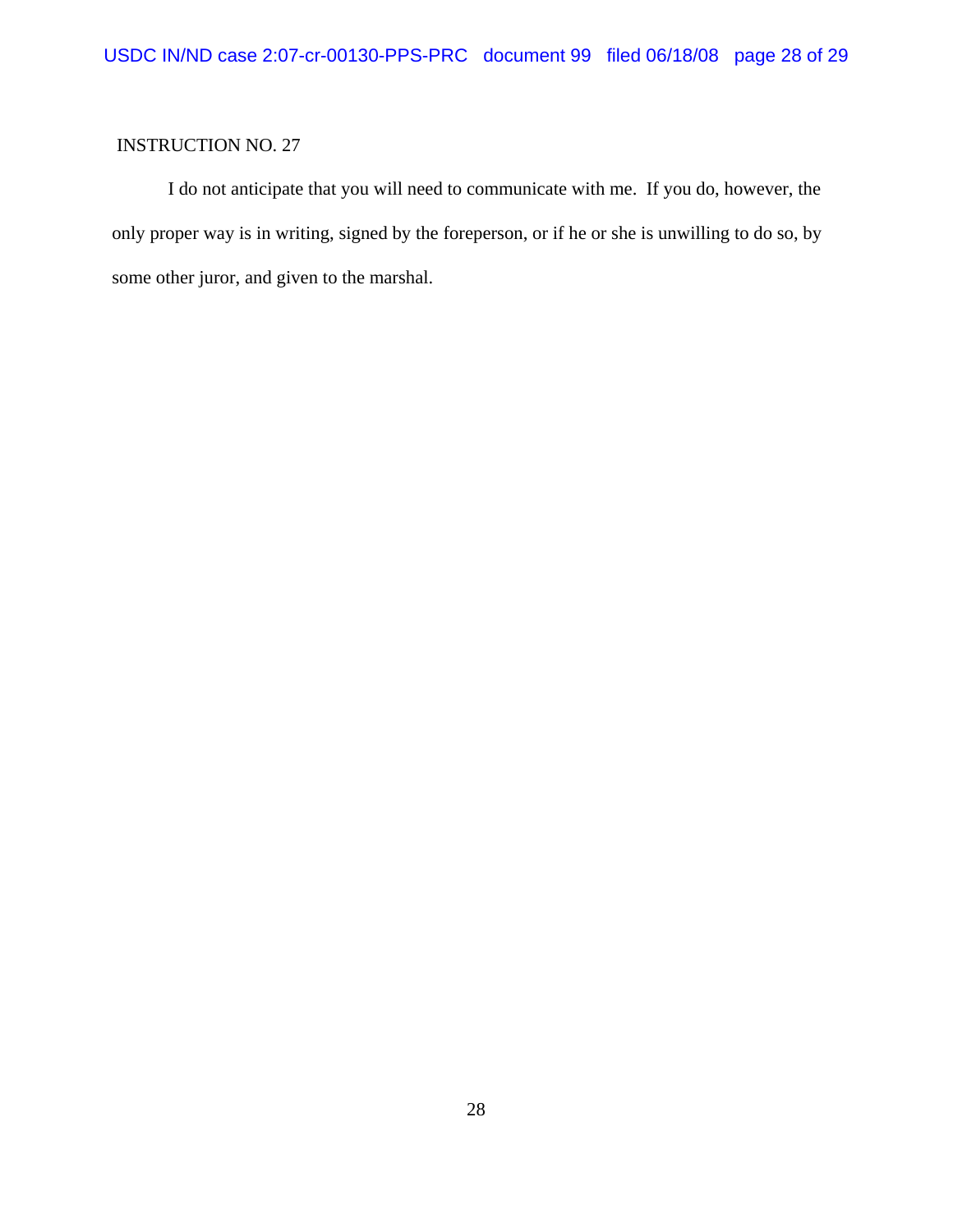INSTRUCTION NO. 27

I do not anticipate that you will need to communicate with me. If you do, however, the only proper way is in writing, signed by the foreperson, or if he or she is unwilling to do so, by some other juror, and given to the marshal.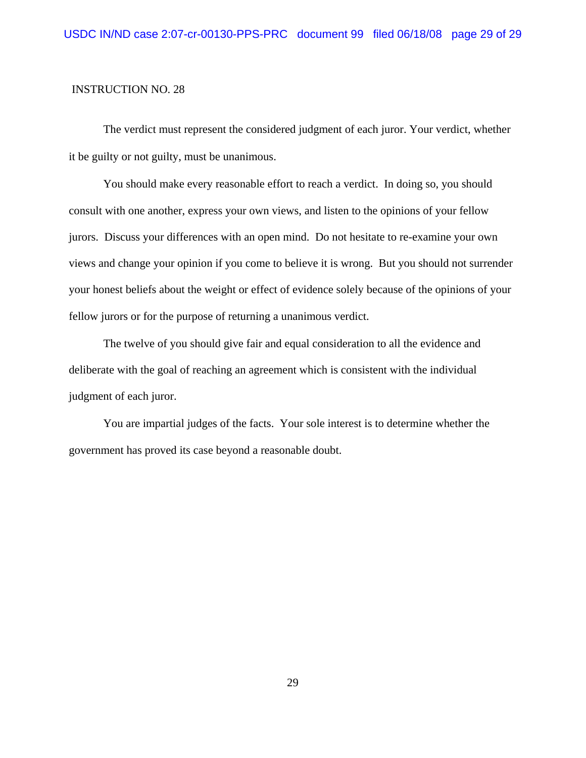INSTRUCTION NO. 28

The verdict must represent the considered judgment of each juror. Your verdict, whether it be guilty or not guilty, must be unanimous.

You should make every reasonable effort to reach a verdict. In doing so, you should consult with one another, express your own views, and listen to the opinions of your fellow jurors. Discuss your differences with an open mind. Do not hesitate to re-examine your own views and change your opinion if you come to believe it is wrong. But you should not surrender your honest beliefs about the weight or effect of evidence solely because of the opinions of your fellow jurors or for the purpose of returning a unanimous verdict.

The twelve of you should give fair and equal consideration to all the evidence and deliberate with the goal of reaching an agreement which is consistent with the individual judgment of each juror.

You are impartial judges of the facts. Your sole interest is to determine whether the government has proved its case beyond a reasonable doubt.